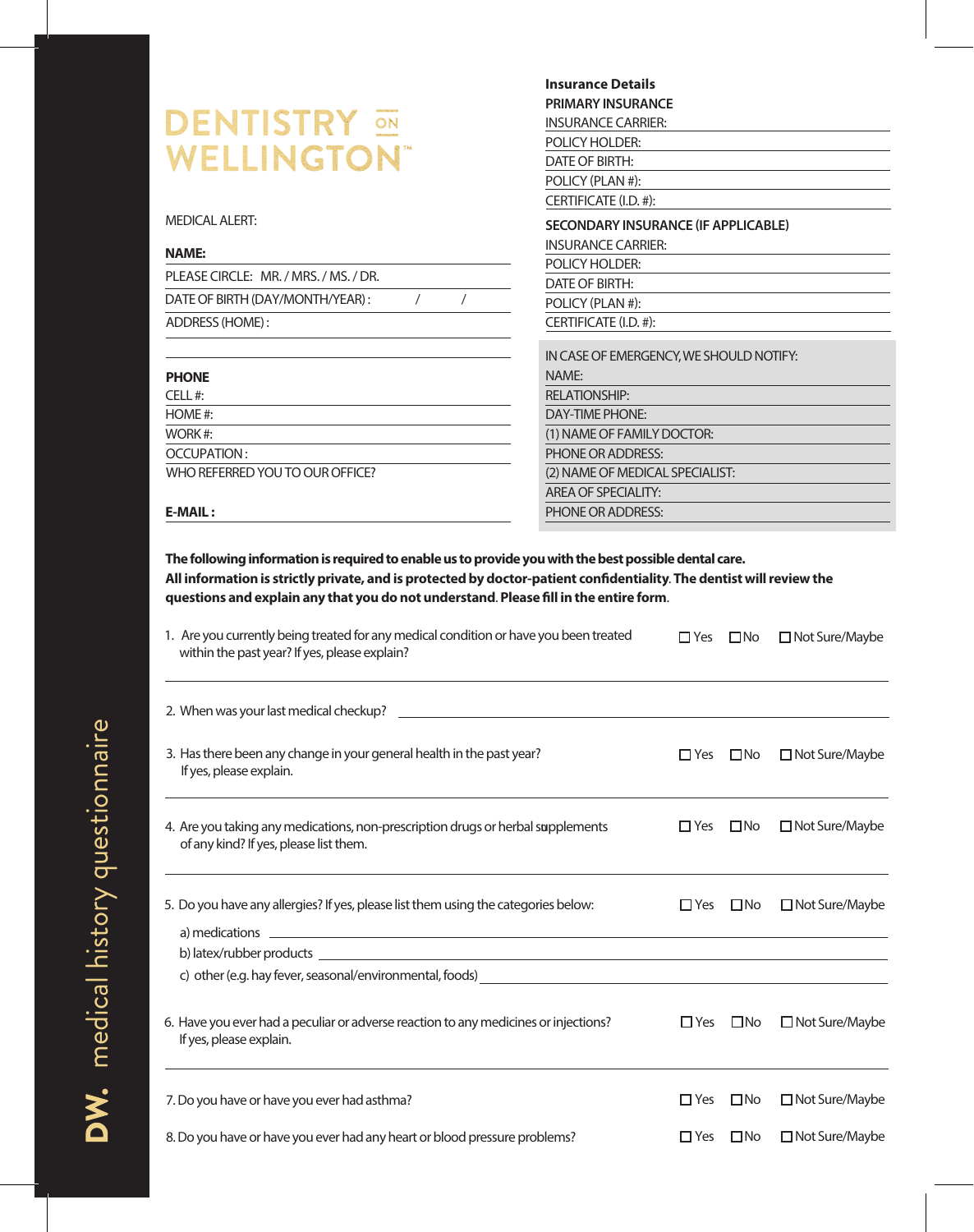# DENTISTRY ON WELLINGTON™

DW. medical history questionnaire

MEDICAL ALERT:

**NAME:**

PLEASE CIRCLE: MR. / MRS. / MS. / DR.

DATE OF BIRTH (DAY/MONTH/YEAR) : / /

ADDRESS (HOME) :

**PHONE**

CELL #:

HOME #:

WORK #:

OCCUPATION :

WHO REFERRED YOU TO OUR OFFICE?

**E-MAIL :**

**Insurance Details**

**PRIMARY INSURANCE**

INSURANCE CARRIER:

POLICY HOLDER:

DATE OF BIRTH:

POLICY (PLAN #):

CERTIFICATE (I.D. #):

**SECONDARY INSURANCE (IF APPLICABLE)**

INSURANCE CARRIER:

POLICY HOLDER:

DATE OF BIRTH:

POLICY (PLAN #):

CERTIFICATE (I.D. #):

IN CASE OF EMERGENCY, WE SHOULD NOTIFY:

NAME:

RELATIONSHIP:

DAY-TIME PHONE:

(1) NAME OF FAMILY DOCTOR:

PHONE OR ADDRESS:

(2) NAME OF MEDICAL SPECIALIST:

AREA OF SPECIALITY:

PHONE OR ADDRESS:

**The following information is required to enable us to provide you with the best possible dental care. All information is strictly private, and is protected by doctor-patient confidentiality. The dentist will review the questions and explain any that you do not understand. Please fill in the entire form.**

1. Are you currently being treated for any medical condition or have you been treated within the past year? If yes, please explain. ☐ Yes ☐ No ☐ Not Sure/Maybe

2. When was your last medical checkup? ______

3. Has there been any change in your general health in the past year? If yes, please explain. ☐ Yes ☐ No ☐ Not Sure/Maybe

4. Are you taking any medications, non-prescription drugs or herbal supplements of any kind? If yes, please list them. ☐ Yes ☐ No ☐ Not Sure/Maybe

5. Do you have any allergies? If yes, please list them using the categories below: ☐ Yes ☐ No ☐ Not Sure/Maybe
   a) medications ______
   b) latex/rubber products ______
   c) other (e.g. hay fever, seasonal/environmental, foods) ______

6. Have you ever had a peculiar or adverse reaction to any medicines or injections? If yes, please explain. ☐ Yes ☐ No ☐ Not Sure/Maybe

7. Do you have or have you ever had asthma? ☐ Yes ☐ No ☐ Not Sure/Maybe

8. Do you have or have you ever had any heart or blood pressure problems? ☐ Yes ☐ No ☐ Not Sure/Maybe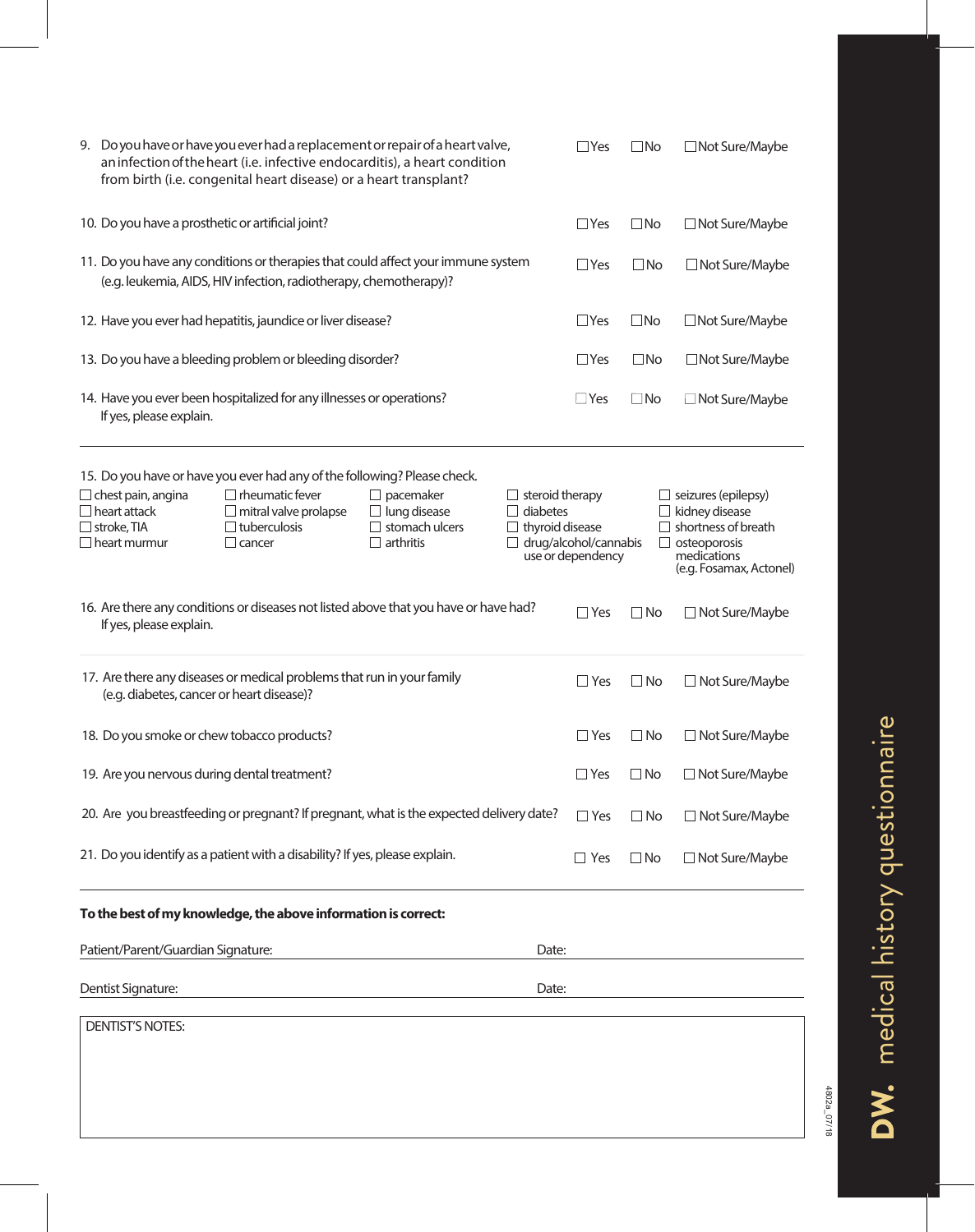9. Do you have or have you ever had a replacement or repair of a heart valve, an infection of the heart (i.e. infective endocarditis), a heart condition from birth (i.e. congenital heart disease) or a heart transplant? ☐ Yes ☐ No ☐ Not Sure/Maybe

10. Do you have a prosthetic or artificial joint? ☐ Yes ☐ No ☐ Not Sure/Maybe

11. Do you have any conditions or therapies that could affect your immune system (e.g. leukemia, AIDS, HIV infection, radiotherapy, chemotherapy)? ☐ Yes ☐ No ☐ Not Sure/Maybe

12. Have you ever had hepatitis, jaundice or liver disease? ☐ Yes ☐ No ☐ Not Sure/Maybe

13. Do you have a bleeding problem or bleeding disorder? ☐ Yes ☐ No ☐ Not Sure/Maybe

14. Have you ever been hospitalized for any illnesses or operations? If yes, please explain. ☐ Yes ☐ No ☐ Not Sure/Maybe

---

15. Do you have or have you ever had any of the following? Please check.

| | | | | |
|---|---|---|---|---|
| ☐ chest pain, angina | ☐ rheumatic fever | ☐ pacemaker | ☐ steroid therapy | ☐ seizures (epilepsy) |
| ☐ heart attack | ☐ mitral valve prolapse | ☐ lung disease | ☐ diabetes | ☐ kidney disease |
| ☐ stroke, TIA | ☐ tuberculosis | ☐ stomach ulcers | ☐ thyroid disease | ☐ shortness of breath |
| ☐ heart murmur | ☐ cancer | ☐ arthritis | ☐ drug/alcohol/cannabis use or dependency | ☐ osteoporosis medications (e.g. Fosamax, Actonel) |

16. Are there any conditions or diseases not listed above that you have or have had? If yes, please explain. ☐ Yes ☐ No ☐ Not Sure/Maybe

17. Are there any diseases or medical problems that run in your family (e.g. diabetes, cancer or heart disease)? ☐ Yes ☐ No ☐ Not Sure/Maybe

18. Do you smoke or chew tobacco products? ☐ Yes ☐ No ☐ Not Sure/Maybe

19. Are you nervous during dental treatment? ☐ Yes ☐ No ☐ Not Sure/Maybe

20. Are you breastfeeding or pregnant? If pregnant, what is the expected delivery date? ☐ Yes ☐ No ☐ Not Sure/Maybe

21. Do you identify as a patient with a disability? If yes, please explain. ☐ Yes ☐ No ☐ Not Sure/Maybe

---

**To the best of my knowledge, the above information is correct:**

Patient/Parent/Guardian Signature: ______________________ Date: ____________

Dentist Signature: ______________________ Date: ____________

DENTIST'S NOTES:

**DW.** medical history questionnaire

4802a_07/18